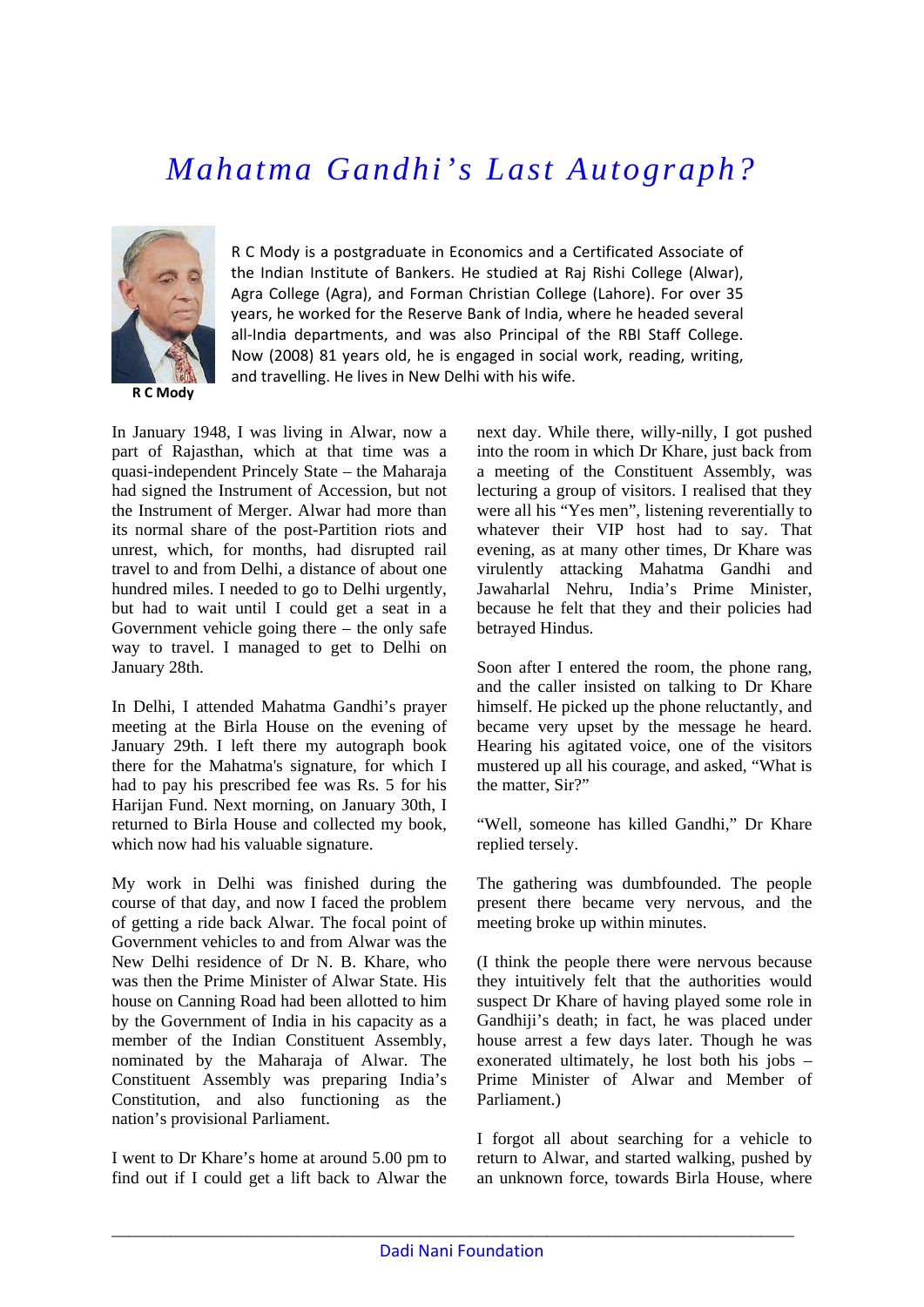# *Mahatma Gandhi's Last Autograph?*

R C Mody

R C Mody is a postgraduate in Economics and a Certificated Associate of the Indian Institute of Bankers. He studied at Raj Rishi College (Alwar), Agra College (Agra), and Forman Christian College (Lahore). For over 35 years, he worked for the Reserve Bank of India, where he headed several all-India departments, and was also Principal of the RBI Staff College. Now (2008) 81 years old, he is engaged in social work, reading, writing, and travelling. He lives in New Delhi with his wife.

In January 1948, I was living in Alwar, now a part of Rajasthan, which at that time was a quasi-independent Princely State – the Maharaja had signed the Instrument of Accession, but not the Instrument of Merger. Alwar had more than its normal share of the post-Partition riots and unrest, which, for months, had disrupted rail travel to and from Delhi, a distance of about one hundred miles. I needed to go to Delhi urgently, but had to wait until I could get a seat in a Government vehicle going there – the only safe way to travel. I managed to get to Delhi on January 28th.

In Delhi, I attended Mahatma Gandhi's prayer meeting at the Birla House on the evening of January 29th. I left there my autograph book there for the Mahatma's signature, for which I had to pay his prescribed fee was Rs. 5 for his Harijan Fund. Next morning, on January 30th, I returned to Birla House and collected my book, which now had his valuable signature.

My work in Delhi was finished during the course of that day, and now I faced the problem of getting a ride back Alwar. The focal point of Government vehicles to and from Alwar was the New Delhi residence of Dr N. B. Khare, who was then the Prime Minister of Alwar State. His house on Canning Road had been allotted to him by the Government of India in his capacity as a member of the Indian Constituent Assembly, nominated by the Maharaja of Alwar. The Constituent Assembly was preparing India's Constitution, and also functioning as the nation's provisional Parliament.

I went to Dr Khare's home at around 5.00 pm to find out if I could get a lift back to Alwar the next day. While there, willy-nilly, I got pushed into the room in which Dr Khare, just back from a meeting of the Constituent Assembly, was lecturing a group of visitors. I realised that they were all his "Yes men", listening reverentially to whatever their VIP host had to say. That evening, as at many other times, Dr Khare was virulently attacking Mahatma Gandhi and Jawaharlal Nehru, India's Prime Minister, because he felt that they and their policies had betrayed Hindus.

Soon after I entered the room, the phone rang, and the caller insisted on talking to Dr Khare himself. He picked up the phone reluctantly, and became very upset by the message he heard. Hearing his agitated voice, one of the visitors mustered up all his courage, and asked, "What is the matter, Sir?"

"Well, someone has killed Gandhi," Dr Khare replied tersely.

The gathering was dumbfounded. The people present there became very nervous, and the meeting broke up within minutes.

(I think the people there were nervous because they intuitively felt that the authorities would suspect Dr Khare of having played some role in Gandhiji's death; in fact, he was placed under house arrest a few days later. Though he was exonerated ultimately, he lost both his jobs – Prime Minister of Alwar and Member of Parliament.)

I forgot all about searching for a vehicle to return to Alwar, and started walking, pushed by an unknown force, towards Birla House, where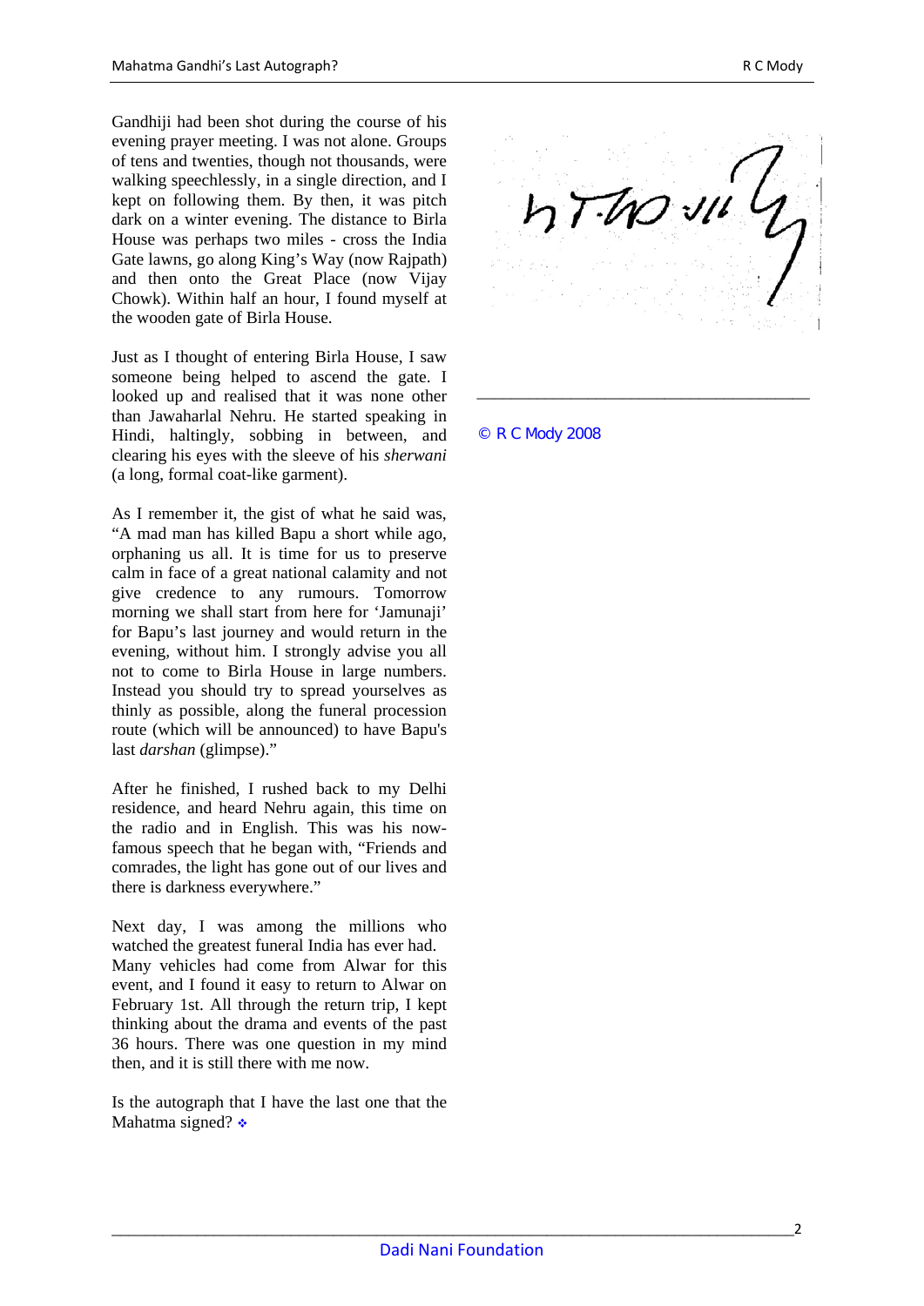Gandhiji had been shot during the course of his evening prayer meeting. I was not alone. Groups of tens and twenties, though not thousands, were walking speechlessly, in a single direction, and I kept on following them. By then, it was pitch dark on a winter evening. The distance to Birla House was perhaps two miles - cross the India Gate lawns, go along King's Way (now Rajpath) and then onto the Great Place (now Vijay Chowk). Within half an hour, I found myself at the wooden gate of Birla House.

Just as I thought of entering Birla House, I saw someone being helped to ascend the gate. I looked up and realised that it was none other than Jawaharlal Nehru. He started speaking in Hindi, haltingly, sobbing in between, and clearing his eyes with the sleeve of his *sherwani* (a long, formal coat-like garment).

As I remember it, the gist of what he said was, "A mad man has killed Bapu a short while ago, orphaning us all. It is time for us to preserve calm in face of a great national calamity and not give credence to any rumours. Tomorrow morning we shall start from here for 'Jamunaji' for Bapu's last journey and would return in the evening, without him. I strongly advise you all not to come to Birla House in large numbers. Instead you should try to spread yourselves as thinly as possible, along the funeral procession route (which will be announced) to have Bapu's last *darshan* (glimpse)."

After he finished, I rushed back to my Delhi residence, and heard Nehru again, this time on the radio and in English. This was his now-famous speech that he began with, "Friends and comrades, the light has gone out of our lives and there is darkness everywhere."

Next day, I was among the millions who watched the greatest funeral India has ever had. Many vehicles had come from Alwar for this event, and I found it easy to return to Alwar on February 1st. All through the return trip, I kept thinking about the drama and events of the past 36 hours. There was one question in my mind then, and it is still there with me now.

Is the autograph that I have the last one that the Mahatma signed? ❖

© R C Mody 2008

Dadi Nani Foundation